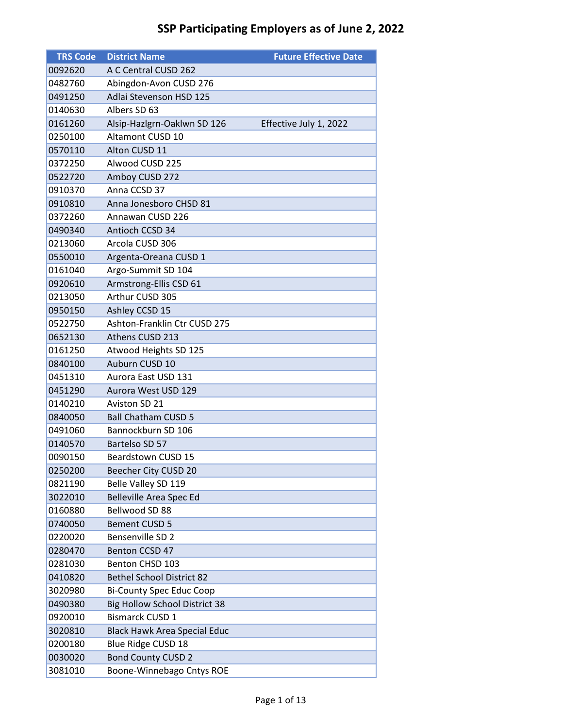# SSP Participating Employers as of June 2, 2022

| TRS Code | District Name | Future Effective Date |
|---|---|---|
| 0092620 | A C Central CUSD 262 | |
| 0482760 | Abingdon-Avon CUSD 276 | |
| 0491250 | Adlai Stevenson HSD 125 | |
| 0140630 | Albers SD 63 | |
| 0161260 | Alsip-Hazlgrn-Oaklwn SD 126 | Effective July 1, 2022 |
| 0250100 | Altamont CUSD 10 | |
| 0570110 | Alton CUSD 11 | |
| 0372250 | Alwood CUSD 225 | |
| 0522720 | Amboy CUSD 272 | |
| 0910370 | Anna CCSD 37 | |
| 0910810 | Anna Jonesboro CHSD 81 | |
| 0372260 | Annawan CUSD 226 | |
| 0490340 | Antioch CCSD 34 | |
| 0213060 | Arcola CUSD 306 | |
| 0550010 | Argenta-Oreana CUSD 1 | |
| 0161040 | Argo-Summit SD 104 | |
| 0920610 | Armstrong-Ellis CSD 61 | |
| 0213050 | Arthur CUSD 305 | |
| 0950150 | Ashley CCSD 15 | |
| 0522750 | Ashton-Franklin Ctr CUSD 275 | |
| 0652130 | Athens CUSD 213 | |
| 0161250 | Atwood Heights SD 125 | |
| 0840100 | Auburn CUSD 10 | |
| 0451310 | Aurora East USD 131 | |
| 0451290 | Aurora West USD 129 | |
| 0140210 | Aviston SD 21 | |
| 0840050 | Ball Chatham CUSD 5 | |
| 0491060 | Bannockburn SD 106 | |
| 0140570 | Bartelso SD 57 | |
| 0090150 | Beardstown CUSD 15 | |
| 0250200 | Beecher City CUSD 20 | |
| 0821190 | Belle Valley SD 119 | |
| 3022010 | Belleville Area Spec Ed | |
| 0160880 | Bellwood SD 88 | |
| 0740050 | Bement CUSD 5 | |
| 0220020 | Bensenville SD 2 | |
| 0280470 | Benton CCSD 47 | |
| 0281030 | Benton CHSD 103 | |
| 0410820 | Bethel School District 82 | |
| 3020980 | Bi-County Spec Educ Coop | |
| 0490380 | Big Hollow School District 38 | |
| 0920010 | Bismarck CUSD 1 | |
| 3020810 | Black Hawk Area Special Educ | |
| 0200180 | Blue Ridge CUSD 18 | |
| 0030020 | Bond County CUSD 2 | |
| 3081010 | Boone-Winnebago Cntys ROE | |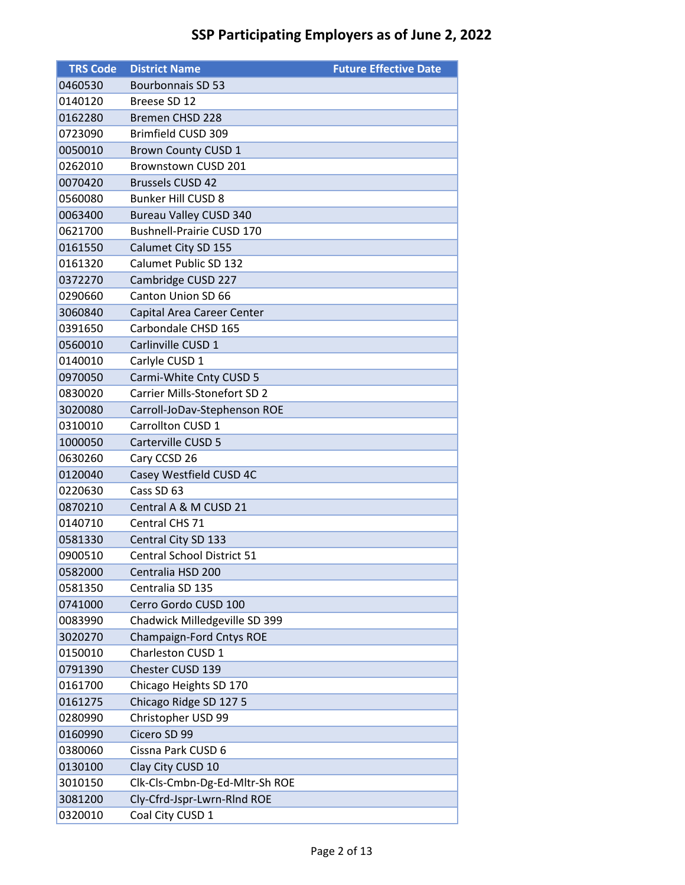# SSP Participating Employers as of June 2, 2022

| TRS Code | District Name | Future Effective Date |
|---|---|---|
| 0460530 | Bourbonnais SD 53 | |
| 0140120 | Breese SD 12 | |
| 0162280 | Bremen CHSD 228 | |
| 0723090 | Brimfield CUSD 309 | |
| 0050010 | Brown County CUSD 1 | |
| 0262010 | Brownstown CUSD 201 | |
| 0070420 | Brussels CUSD 42 | |
| 0560080 | Bunker Hill CUSD 8 | |
| 0063400 | Bureau Valley CUSD 340 | |
| 0621700 | Bushnell-Prairie CUSD 170 | |
| 0161550 | Calumet City SD 155 | |
| 0161320 | Calumet Public SD 132 | |
| 0372270 | Cambridge CUSD 227 | |
| 0290660 | Canton Union SD 66 | |
| 3060840 | Capital Area Career Center | |
| 0391650 | Carbondale CHSD 165 | |
| 0560010 | Carlinville CUSD 1 | |
| 0140010 | Carlyle CUSD 1 | |
| 0970050 | Carmi-White Cnty CUSD 5 | |
| 0830020 | Carrier Mills-Stonefort SD 2 | |
| 3020080 | Carroll-JoDav-Stephenson ROE | |
| 0310010 | Carrollton CUSD 1 | |
| 1000050 | Carterville CUSD 5 | |
| 0630260 | Cary CCSD 26 | |
| 0120040 | Casey Westfield CUSD 4C | |
| 0220630 | Cass SD 63 | |
| 0870210 | Central A & M CUSD 21 | |
| 0140710 | Central CHS 71 | |
| 0581330 | Central City SD 133 | |
| 0900510 | Central School District 51 | |
| 0582000 | Centralia HSD 200 | |
| 0581350 | Centralia SD 135 | |
| 0741000 | Cerro Gordo CUSD 100 | |
| 0083990 | Chadwick Milledgeville SD 399 | |
| 3020270 | Champaign-Ford Cntys ROE | |
| 0150010 | Charleston CUSD 1 | |
| 0791390 | Chester CUSD 139 | |
| 0161700 | Chicago Heights SD 170 | |
| 0161275 | Chicago Ridge SD 127 5 | |
| 0280990 | Christopher USD 99 | |
| 0160990 | Cicero SD 99 | |
| 0380060 | Cissna Park CUSD 6 | |
| 0130100 | Clay City CUSD 10 | |
| 3010150 | Clk-Cls-Cmbn-Dg-Ed-Mltr-Sh ROE | |
| 3081200 | Cly-Cfrd-Jspr-Lwrn-Rlnd ROE | |
| 0320010 | Coal City CUSD 1 | |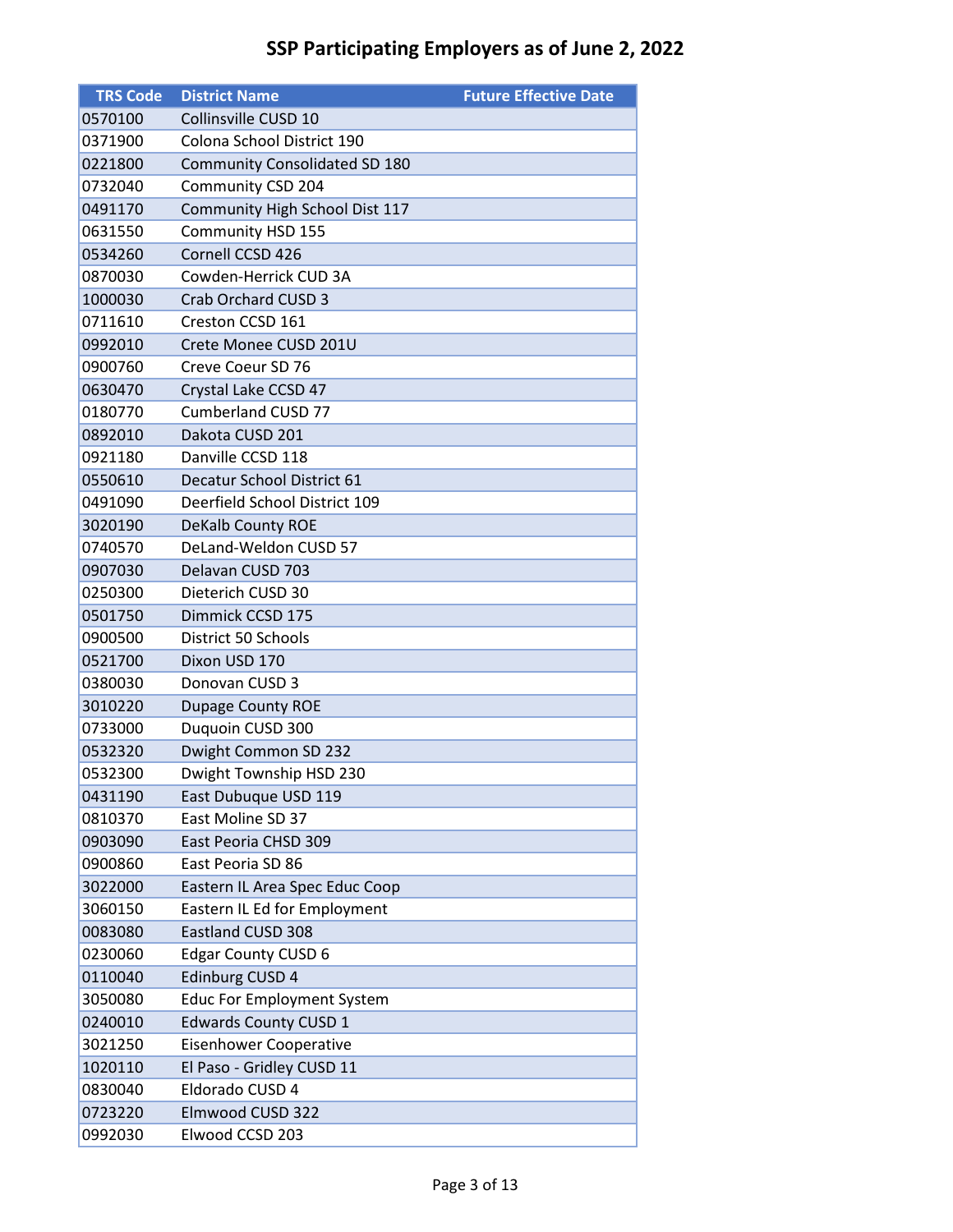# SSP Participating Employers as of June 2, 2022

| TRS Code | District Name | Future Effective Date |
|---|---|---|
| 0570100 | Collinsville CUSD 10 | |
| 0371900 | Colona School District 190 | |
| 0221800 | Community Consolidated SD 180 | |
| 0732040 | Community CSD 204 | |
| 0491170 | Community High School Dist 117 | |
| 0631550 | Community HSD 155 | |
| 0534260 | Cornell CCSD 426 | |
| 0870030 | Cowden-Herrick CUD 3A | |
| 1000030 | Crab Orchard CUSD 3 | |
| 0711610 | Creston CCSD 161 | |
| 0992010 | Crete Monee CUSD 201U | |
| 0900760 | Creve Coeur SD 76 | |
| 0630470 | Crystal Lake CCSD 47 | |
| 0180770 | Cumberland CUSD 77 | |
| 0892010 | Dakota CUSD 201 | |
| 0921180 | Danville CCSD 118 | |
| 0550610 | Decatur School District 61 | |
| 0491090 | Deerfield School District 109 | |
| 3020190 | DeKalb County ROE | |
| 0740570 | DeLand-Weldon CUSD 57 | |
| 0907030 | Delavan CUSD 703 | |
| 0250300 | Dieterich CUSD 30 | |
| 0501750 | Dimmick CCSD 175 | |
| 0900500 | District 50 Schools | |
| 0521700 | Dixon USD 170 | |
| 0380030 | Donovan CUSD 3 | |
| 3010220 | Dupage County ROE | |
| 0733000 | Duquoin CUSD 300 | |
| 0532320 | Dwight Common SD 232 | |
| 0532300 | Dwight Township HSD 230 | |
| 0431190 | East Dubuque USD 119 | |
| 0810370 | East Moline SD 37 | |
| 0903090 | East Peoria CHSD 309 | |
| 0900860 | East Peoria SD 86 | |
| 3022000 | Eastern IL Area Spec Educ Coop | |
| 3060150 | Eastern IL Ed for Employment | |
| 0083080 | Eastland CUSD 308 | |
| 0230060 | Edgar County CUSD 6 | |
| 0110040 | Edinburg CUSD 4 | |
| 3050080 | Educ For Employment System | |
| 0240010 | Edwards County CUSD 1 | |
| 3021250 | Eisenhower Cooperative | |
| 1020110 | El Paso - Gridley CUSD 11 | |
| 0830040 | Eldorado CUSD 4 | |
| 0723220 | Elmwood CUSD 322 | |
| 0992030 | Elwood CCSD 203 | |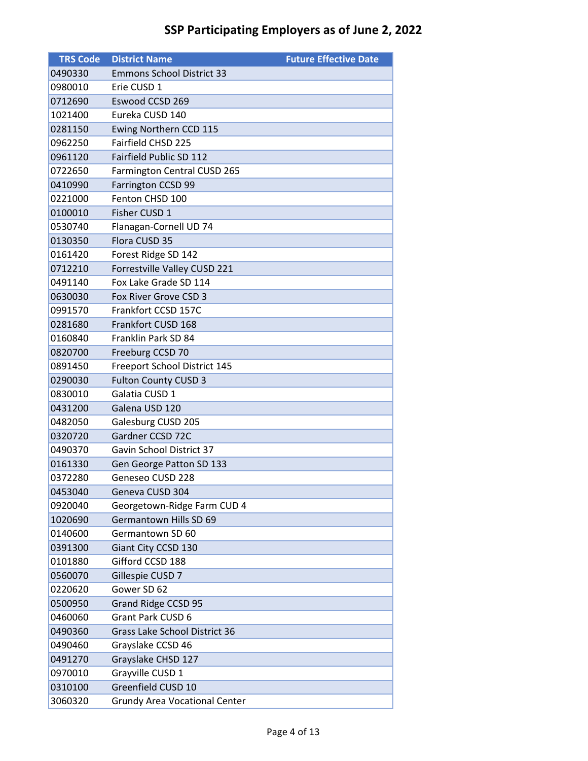# SSP Participating Employers as of June 2, 2022

| TRS Code | District Name | Future Effective Date |
|---|---|---|
| 0490330 | Emmons School District 33 | |
| 0980010 | Erie CUSD 1 | |
| 0712690 | Eswood CCSD 269 | |
| 1021400 | Eureka CUSD 140 | |
| 0281150 | Ewing Northern CCD 115 | |
| 0962250 | Fairfield CHSD 225 | |
| 0961120 | Fairfield Public SD 112 | |
| 0722650 | Farmington Central CUSD 265 | |
| 0410990 | Farrington CCSD 99 | |
| 0221000 | Fenton CHSD 100 | |
| 0100010 | Fisher CUSD 1 | |
| 0530740 | Flanagan-Cornell UD 74 | |
| 0130350 | Flora CUSD 35 | |
| 0161420 | Forest Ridge SD 142 | |
| 0712210 | Forrestville Valley CUSD 221 | |
| 0491140 | Fox Lake Grade SD 114 | |
| 0630030 | Fox River Grove CSD 3 | |
| 0991570 | Frankfort CCSD 157C | |
| 0281680 | Frankfort CUSD 168 | |
| 0160840 | Franklin Park SD 84 | |
| 0820700 | Freeburg CCSD 70 | |
| 0891450 | Freeport School District 145 | |
| 0290030 | Fulton County CUSD 3 | |
| 0830010 | Galatia CUSD 1 | |
| 0431200 | Galena USD 120 | |
| 0482050 | Galesburg CUSD 205 | |
| 0320720 | Gardner CCSD 72C | |
| 0490370 | Gavin School District 37 | |
| 0161330 | Gen George Patton SD 133 | |
| 0372280 | Geneseo CUSD 228 | |
| 0453040 | Geneva CUSD 304 | |
| 0920040 | Georgetown-Ridge Farm CUD 4 | |
| 1020690 | Germantown Hills SD 69 | |
| 0140600 | Germantown SD 60 | |
| 0391300 | Giant City CCSD 130 | |
| 0101880 | Gifford CCSD 188 | |
| 0560070 | Gillespie CUSD 7 | |
| 0220620 | Gower SD 62 | |
| 0500950 | Grand Ridge CCSD 95 | |
| 0460060 | Grant Park CUSD 6 | |
| 0490360 | Grass Lake School District 36 | |
| 0490460 | Grayslake CCSD 46 | |
| 0491270 | Grayslake CHSD 127 | |
| 0970010 | Grayville CUSD 1 | |
| 0310100 | Greenfield CUSD 10 | |
| 3060320 | Grundy Area Vocational Center | |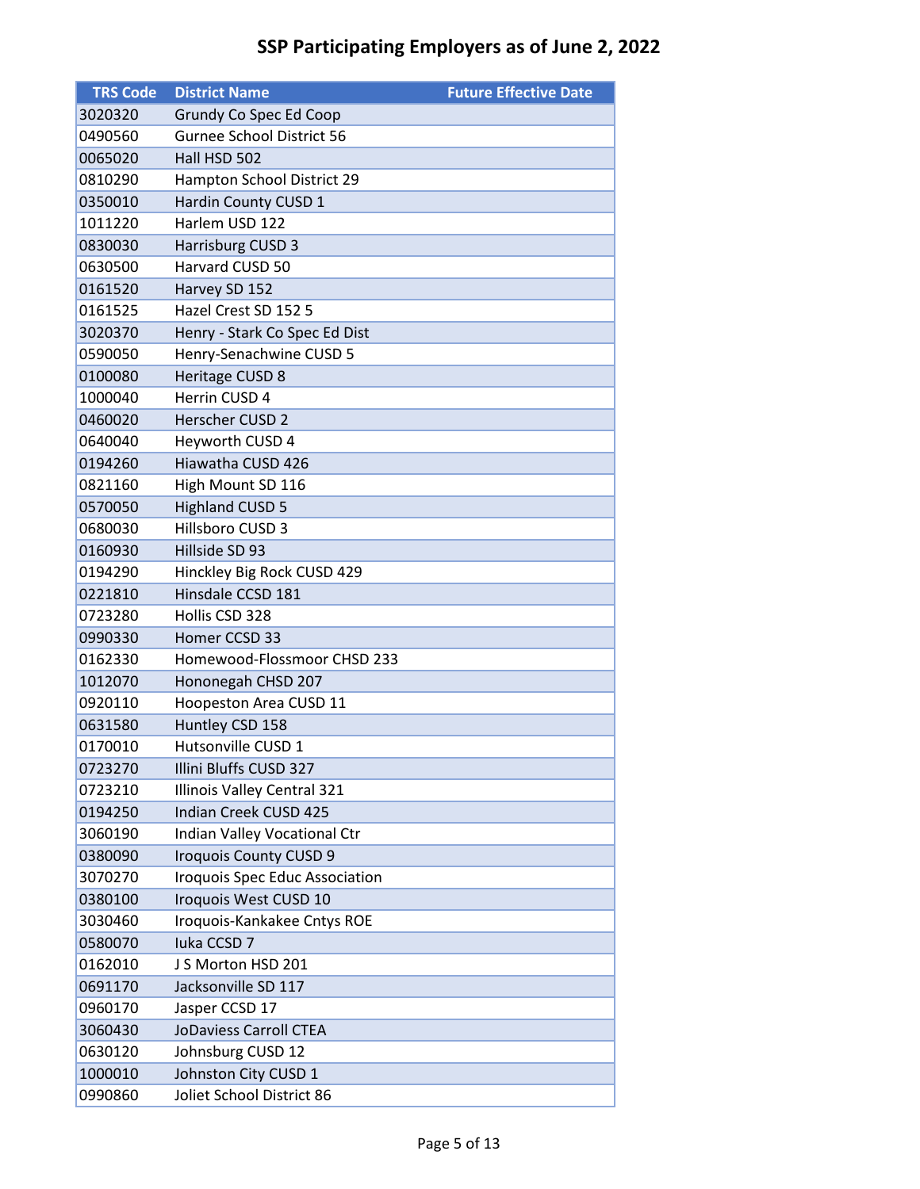# SSP Participating Employers as of June 2, 2022

| TRS Code | District Name | Future Effective Date |
|---|---|---|
| 3020320 | Grundy Co Spec Ed Coop | |
| 0490560 | Gurnee School District 56 | |
| 0065020 | Hall HSD 502 | |
| 0810290 | Hampton School District 29 | |
| 0350010 | Hardin County CUSD 1 | |
| 1011220 | Harlem USD 122 | |
| 0830030 | Harrisburg CUSD 3 | |
| 0630500 | Harvard CUSD 50 | |
| 0161520 | Harvey SD 152 | |
| 0161525 | Hazel Crest SD 152 5 | |
| 3020370 | Henry - Stark Co Spec Ed Dist | |
| 0590050 | Henry-Senachwine CUSD 5 | |
| 0100080 | Heritage CUSD 8 | |
| 1000040 | Herrin CUSD 4 | |
| 0460020 | Herscher CUSD 2 | |
| 0640040 | Heyworth CUSD 4 | |
| 0194260 | Hiawatha CUSD 426 | |
| 0821160 | High Mount SD 116 | |
| 0570050 | Highland CUSD 5 | |
| 0680030 | Hillsboro CUSD 3 | |
| 0160930 | Hillside SD 93 | |
| 0194290 | Hinckley Big Rock CUSD 429 | |
| 0221810 | Hinsdale CCSD 181 | |
| 0723280 | Hollis CSD 328 | |
| 0990330 | Homer CCSD 33 | |
| 0162330 | Homewood-Flossmoor CHSD 233 | |
| 1012070 | Hononegah CHSD 207 | |
| 0920110 | Hoopeston Area CUSD 11 | |
| 0631580 | Huntley CSD 158 | |
| 0170010 | Hutsonville CUSD 1 | |
| 0723270 | Illini Bluffs CUSD 327 | |
| 0723210 | Illinois Valley Central 321 | |
| 0194250 | Indian Creek CUSD 425 | |
| 3060190 | Indian Valley Vocational Ctr | |
| 0380090 | Iroquois County CUSD 9 | |
| 3070270 | Iroquois Spec Educ Association | |
| 0380100 | Iroquois West CUSD 10 | |
| 3030460 | Iroquois-Kankakee Cntys ROE | |
| 0580070 | Iuka CCSD 7 | |
| 0162010 | J S Morton HSD 201 | |
| 0691170 | Jacksonville SD 117 | |
| 0960170 | Jasper CCSD 17 | |
| 3060430 | JoDaviess Carroll CTEA | |
| 0630120 | Johnsburg CUSD 12 | |
| 1000010 | Johnston City CUSD 1 | |
| 0990860 | Joliet School District 86 | |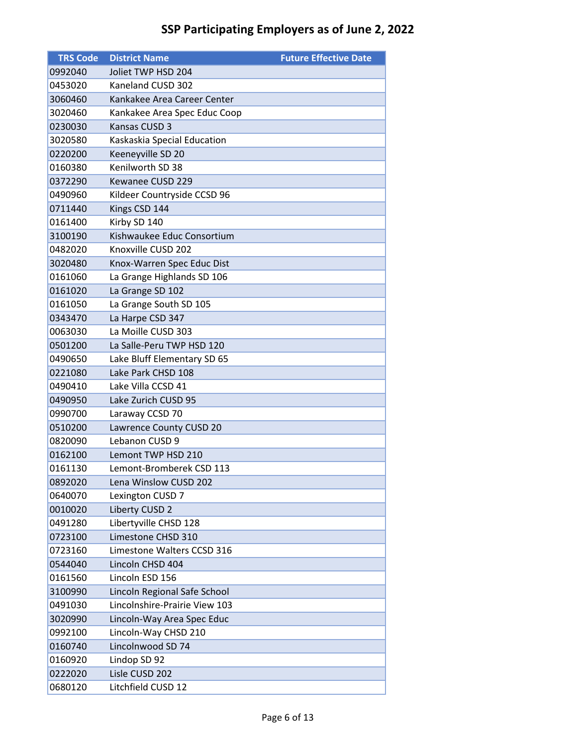# SSP Participating Employers as of June 2, 2022

| TRS Code | District Name | Future Effective Date |
|---|---|---|
| 0992040 | Joliet TWP HSD 204 | |
| 0453020 | Kaneland CUSD 302 | |
| 3060460 | Kankakee Area Career Center | |
| 3020460 | Kankakee Area Spec Educ Coop | |
| 0230030 | Kansas CUSD 3 | |
| 3020580 | Kaskaskia Special Education | |
| 0220200 | Keeneyville SD 20 | |
| 0160380 | Kenilworth SD 38 | |
| 0372290 | Kewanee CUSD 229 | |
| 0490960 | Kildeer Countryside CCSD 96 | |
| 0711440 | Kings CSD 144 | |
| 0161400 | Kirby SD 140 | |
| 3100190 | Kishwaukee Educ Consortium | |
| 0482020 | Knoxville CUSD 202 | |
| 3020480 | Knox-Warren Spec Educ Dist | |
| 0161060 | La Grange Highlands SD 106 | |
| 0161020 | La Grange SD 102 | |
| 0161050 | La Grange South SD 105 | |
| 0343470 | La Harpe CSD 347 | |
| 0063030 | La Moille CUSD 303 | |
| 0501200 | La Salle-Peru TWP HSD 120 | |
| 0490650 | Lake Bluff Elementary SD 65 | |
| 0221080 | Lake Park CHSD 108 | |
| 0490410 | Lake Villa CCSD 41 | |
| 0490950 | Lake Zurich CUSD 95 | |
| 0990700 | Laraway CCSD 70 | |
| 0510200 | Lawrence County CUSD 20 | |
| 0820090 | Lebanon CUSD 9 | |
| 0162100 | Lemont TWP HSD 210 | |
| 0161130 | Lemont-Bromberek CSD 113 | |
| 0892020 | Lena Winslow CUSD 202 | |
| 0640070 | Lexington CUSD 7 | |
| 0010020 | Liberty CUSD 2 | |
| 0491280 | Libertyville CHSD 128 | |
| 0723100 | Limestone CHSD 310 | |
| 0723160 | Limestone Walters CCSD 316 | |
| 0544040 | Lincoln CHSD 404 | |
| 0161560 | Lincoln ESD 156 | |
| 3100990 | Lincoln Regional Safe School | |
| 0491030 | Lincolnshire-Prairie View 103 | |
| 3020990 | Lincoln-Way Area Spec Educ | |
| 0992100 | Lincoln-Way CHSD 210 | |
| 0160740 | Lincolnwood SD 74 | |
| 0160920 | Lindop SD 92 | |
| 0222020 | Lisle CUSD 202 | |
| 0680120 | Litchfield CUSD 12 | |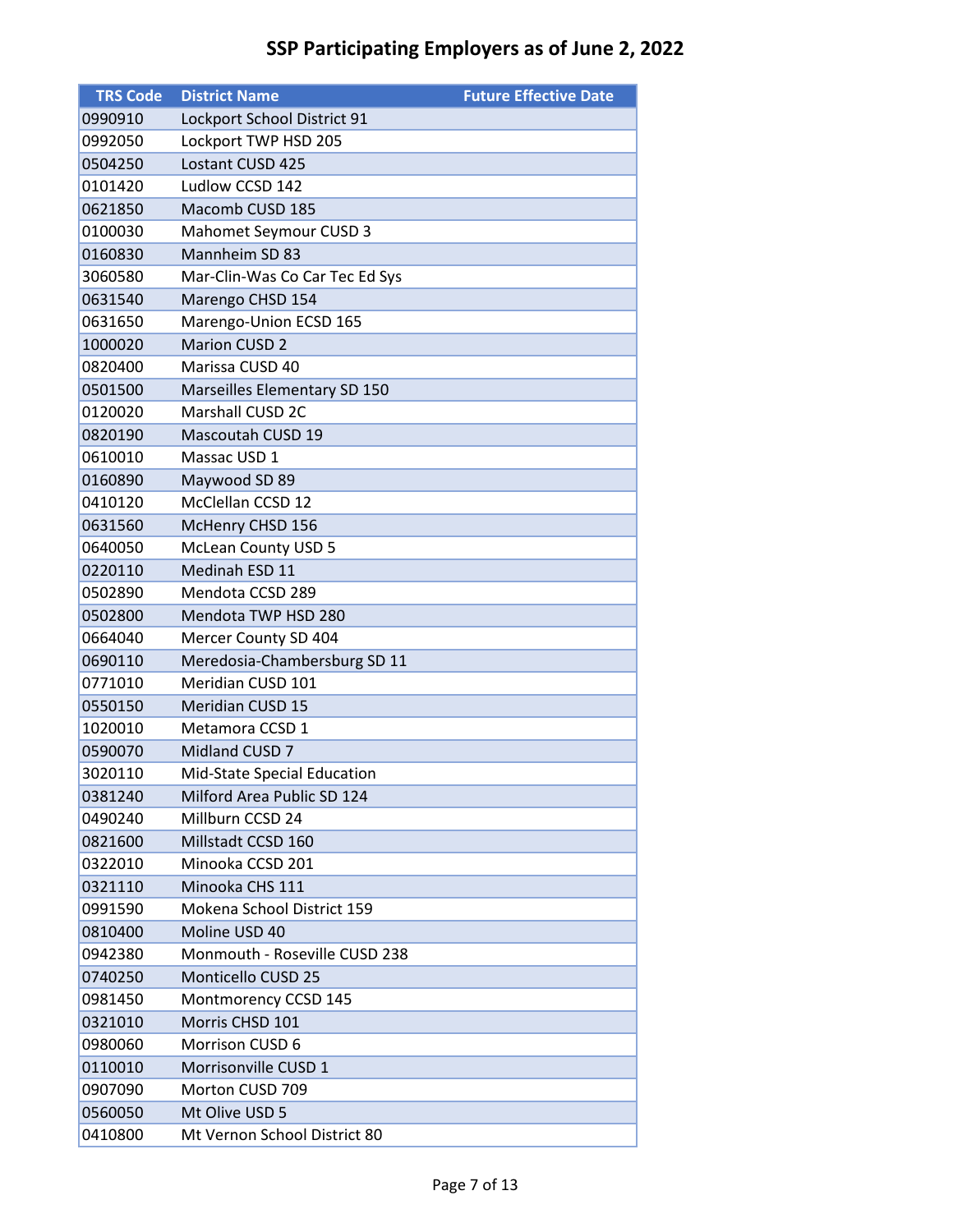# SSP Participating Employers as of June 2, 2022

| TRS Code | District Name | Future Effective Date |
|---|---|---|
| 0990910 | Lockport School District 91 | |
| 0992050 | Lockport TWP HSD 205 | |
| 0504250 | Lostant CUSD 425 | |
| 0101420 | Ludlow CCSD 142 | |
| 0621850 | Macomb CUSD 185 | |
| 0100030 | Mahomet Seymour CUSD 3 | |
| 0160830 | Mannheim SD 83 | |
| 3060580 | Mar-Clin-Was Co Car Tec Ed Sys | |
| 0631540 | Marengo CHSD 154 | |
| 0631650 | Marengo-Union ECSD 165 | |
| 1000020 | Marion CUSD 2 | |
| 0820400 | Marissa CUSD 40 | |
| 0501500 | Marseilles Elementary SD 150 | |
| 0120020 | Marshall CUSD 2C | |
| 0820190 | Mascoutah CUSD 19 | |
| 0610010 | Massac USD 1 | |
| 0160890 | Maywood SD 89 | |
| 0410120 | McClellan CCSD 12 | |
| 0631560 | McHenry CHSD 156 | |
| 0640050 | McLean County USD 5 | |
| 0220110 | Medinah ESD 11 | |
| 0502890 | Mendota CCSD 289 | |
| 0502800 | Mendota TWP HSD 280 | |
| 0664040 | Mercer County SD 404 | |
| 0690110 | Meredosia-Chambersburg SD 11 | |
| 0771010 | Meridian CUSD 101 | |
| 0550150 | Meridian CUSD 15 | |
| 1020010 | Metamora CCSD 1 | |
| 0590070 | Midland CUSD 7 | |
| 3020110 | Mid-State Special Education | |
| 0381240 | Milford Area Public SD 124 | |
| 0490240 | Millburn CCSD 24 | |
| 0821600 | Millstadt CCSD 160 | |
| 0322010 | Minooka CCSD 201 | |
| 0321110 | Minooka CHS 111 | |
| 0991590 | Mokena School District 159 | |
| 0810400 | Moline USD 40 | |
| 0942380 | Monmouth - Roseville CUSD 238 | |
| 0740250 | Monticello CUSD 25 | |
| 0981450 | Montmorency CCSD 145 | |
| 0321010 | Morris CHSD 101 | |
| 0980060 | Morrison CUSD 6 | |
| 0110010 | Morrisonville CUSD 1 | |
| 0907090 | Morton CUSD 709 | |
| 0560050 | Mt Olive USD 5 | |
| 0410800 | Mt Vernon School District 80 | |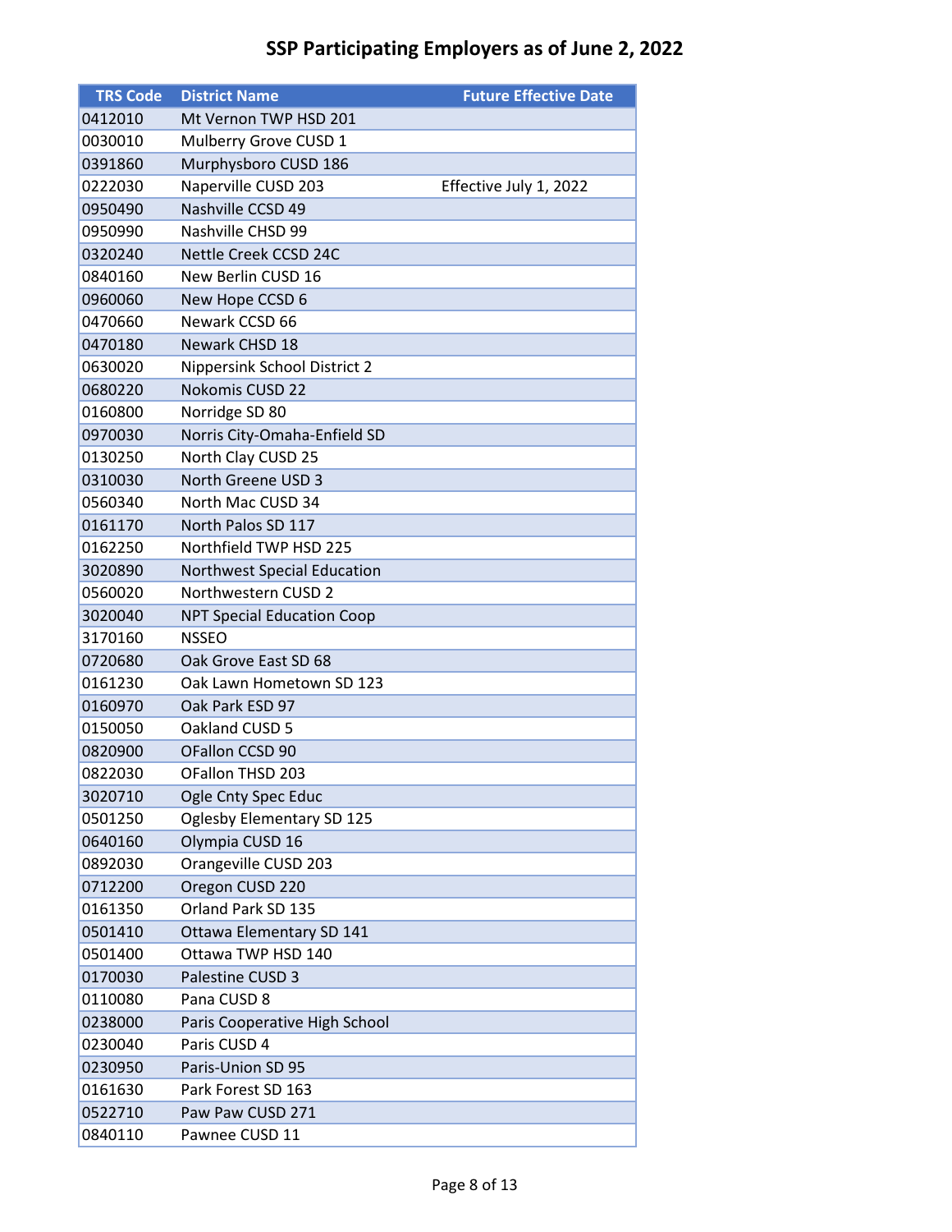# SSP Participating Employers as of June 2, 2022

| TRS Code | District Name | Future Effective Date |
|---|---|---|
| 0412010 | Mt Vernon TWP HSD 201 | |
| 0030010 | Mulberry Grove CUSD 1 | |
| 0391860 | Murphysboro CUSD 186 | |
| 0222030 | Naperville CUSD 203 | Effective July 1, 2022 |
| 0950490 | Nashville CCSD 49 | |
| 0950990 | Nashville CHSD 99 | |
| 0320240 | Nettle Creek CCSD 24C | |
| 0840160 | New Berlin CUSD 16 | |
| 0960060 | New Hope CCSD 6 | |
| 0470660 | Newark CCSD 66 | |
| 0470180 | Newark CHSD 18 | |
| 0630020 | Nippersink School District 2 | |
| 0680220 | Nokomis CUSD 22 | |
| 0160800 | Norridge SD 80 | |
| 0970030 | Norris City-Omaha-Enfield SD | |
| 0130250 | North Clay CUSD 25 | |
| 0310030 | North Greene USD 3 | |
| 0560340 | North Mac CUSD 34 | |
| 0161170 | North Palos SD 117 | |
| 0162250 | Northfield TWP HSD 225 | |
| 3020890 | Northwest Special Education | |
| 0560020 | Northwestern CUSD 2 | |
| 3020040 | NPT Special Education Coop | |
| 3170160 | NSSEO | |
| 0720680 | Oak Grove East SD 68 | |
| 0161230 | Oak Lawn Hometown SD 123 | |
| 0160970 | Oak Park ESD 97 | |
| 0150050 | Oakland CUSD 5 | |
| 0820900 | OFallon CCSD 90 | |
| 0822030 | OFallon THSD 203 | |
| 3020710 | Ogle Cnty Spec Educ | |
| 0501250 | Oglesby Elementary SD 125 | |
| 0640160 | Olympia CUSD 16 | |
| 0892030 | Orangeville CUSD 203 | |
| 0712200 | Oregon CUSD 220 | |
| 0161350 | Orland Park SD 135 | |
| 0501410 | Ottawa Elementary SD 141 | |
| 0501400 | Ottawa TWP HSD 140 | |
| 0170030 | Palestine CUSD 3 | |
| 0110080 | Pana CUSD 8 | |
| 0238000 | Paris Cooperative High School | |
| 0230040 | Paris CUSD 4 | |
| 0230950 | Paris-Union SD 95 | |
| 0161630 | Park Forest SD 163 | |
| 0522710 | Paw Paw CUSD 271 | |
| 0840110 | Pawnee CUSD 11 | |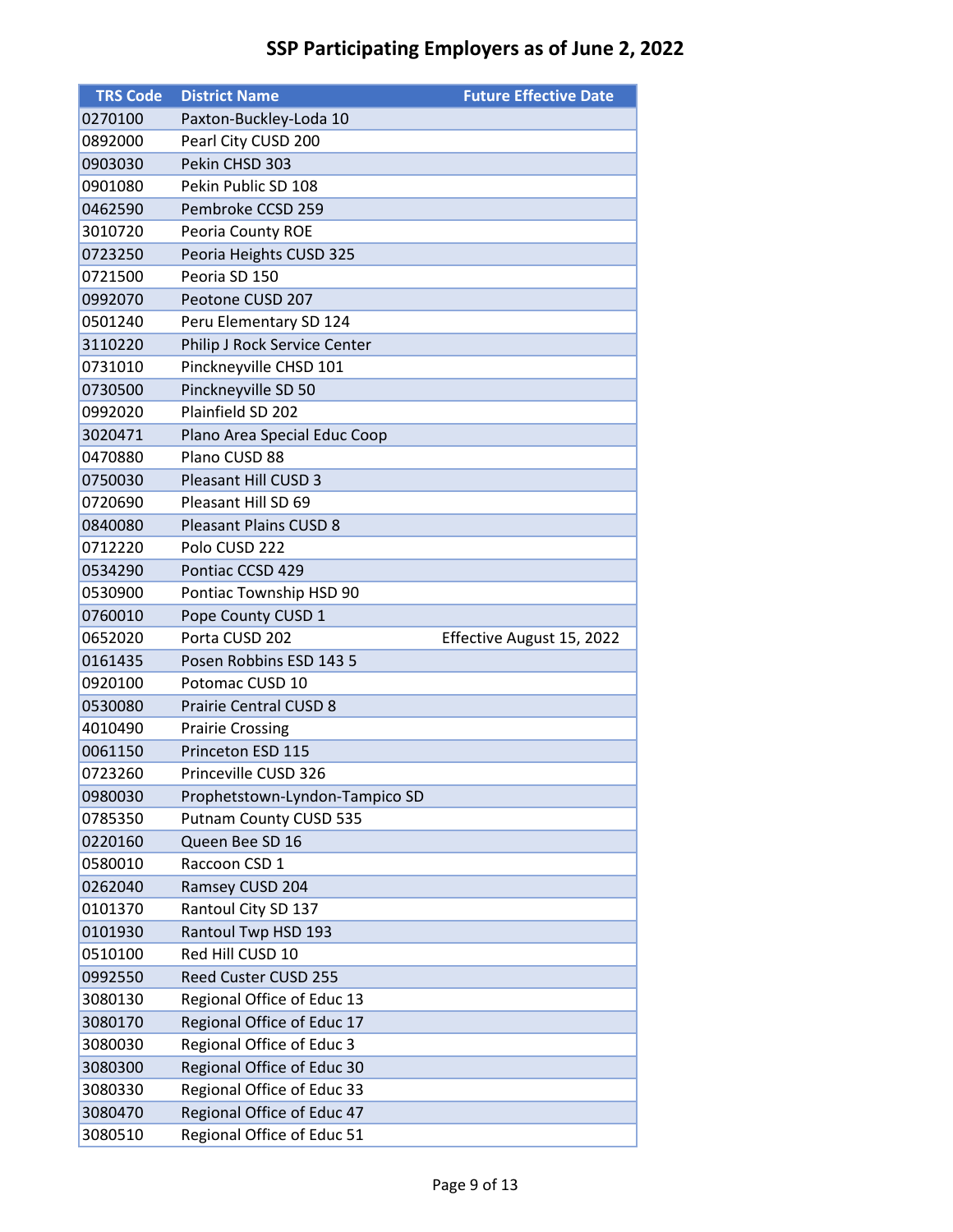# SSP Participating Employers as of June 2, 2022

| TRS Code | District Name | Future Effective Date |
|---|---|---|
| 0270100 | Paxton-Buckley-Loda 10 | |
| 0892000 | Pearl City CUSD 200 | |
| 0903030 | Pekin CHSD 303 | |
| 0901080 | Pekin Public SD 108 | |
| 0462590 | Pembroke CCSD 259 | |
| 3010720 | Peoria County ROE | |
| 0723250 | Peoria Heights CUSD 325 | |
| 0721500 | Peoria SD 150 | |
| 0992070 | Peotone CUSD 207 | |
| 0501240 | Peru Elementary SD 124 | |
| 3110220 | Philip J Rock Service Center | |
| 0731010 | Pinckneyville CHSD 101 | |
| 0730500 | Pinckneyville SD 50 | |
| 0992020 | Plainfield SD 202 | |
| 3020471 | Plano Area Special Educ Coop | |
| 0470880 | Plano CUSD 88 | |
| 0750030 | Pleasant Hill CUSD 3 | |
| 0720690 | Pleasant Hill SD 69 | |
| 0840080 | Pleasant Plains CUSD 8 | |
| 0712220 | Polo CUSD 222 | |
| 0534290 | Pontiac CCSD 429 | |
| 0530900 | Pontiac Township HSD 90 | |
| 0760010 | Pope County CUSD 1 | |
| 0652020 | Porta CUSD 202 | Effective August 15, 2022 |
| 0161435 | Posen Robbins ESD 143 5 | |
| 0920100 | Potomac CUSD 10 | |
| 0530080 | Prairie Central CUSD 8 | |
| 4010490 | Prairie Crossing | |
| 0061150 | Princeton ESD 115 | |
| 0723260 | Princeville CUSD 326 | |
| 0980030 | Prophetstown-Lyndon-Tampico SD | |
| 0785350 | Putnam County CUSD 535 | |
| 0220160 | Queen Bee SD 16 | |
| 0580010 | Raccoon CSD 1 | |
| 0262040 | Ramsey CUSD 204 | |
| 0101370 | Rantoul City SD 137 | |
| 0101930 | Rantoul Twp HSD 193 | |
| 0510100 | Red Hill CUSD 10 | |
| 0992550 | Reed Custer CUSD 255 | |
| 3080130 | Regional Office of Educ 13 | |
| 3080170 | Regional Office of Educ 17 | |
| 3080030 | Regional Office of Educ 3 | |
| 3080300 | Regional Office of Educ 30 | |
| 3080330 | Regional Office of Educ 33 | |
| 3080470 | Regional Office of Educ 47 | |
| 3080510 | Regional Office of Educ 51 | |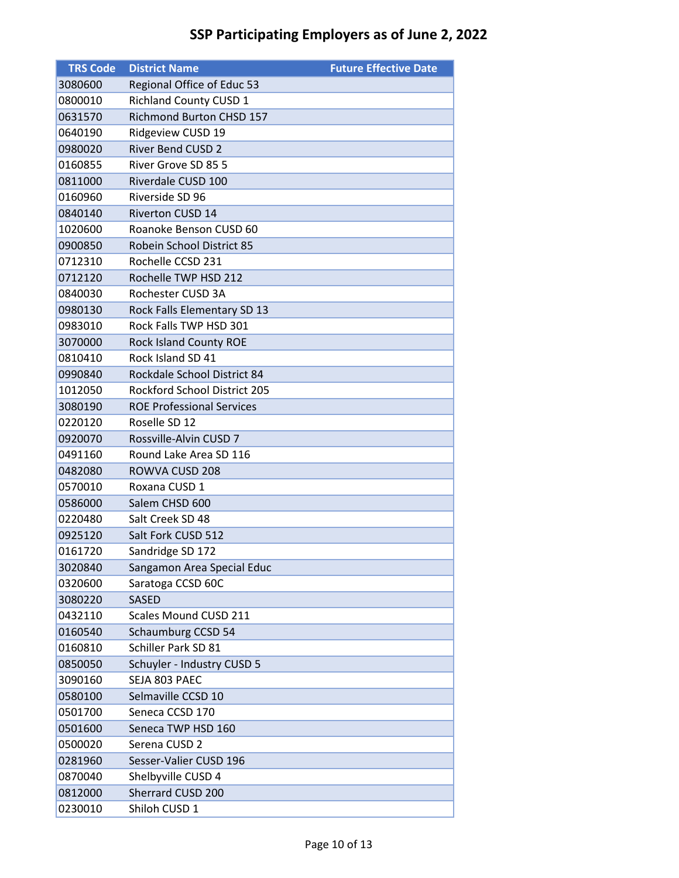# SSP Participating Employers as of June 2, 2022

| TRS Code | District Name | Future Effective Date |
|---|---|---|
| 3080600 | Regional Office of Educ 53 | |
| 0800010 | Richland County CUSD 1 | |
| 0631570 | Richmond Burton CHSD 157 | |
| 0640190 | Ridgeview CUSD 19 | |
| 0980020 | River Bend CUSD 2 | |
| 0160855 | River Grove SD 85 5 | |
| 0811000 | Riverdale CUSD 100 | |
| 0160960 | Riverside SD 96 | |
| 0840140 | Riverton CUSD 14 | |
| 1020600 | Roanoke Benson CUSD 60 | |
| 0900850 | Robein School District 85 | |
| 0712310 | Rochelle CCSD 231 | |
| 0712120 | Rochelle TWP HSD 212 | |
| 0840030 | Rochester CUSD 3A | |
| 0980130 | Rock Falls Elementary SD 13 | |
| 0983010 | Rock Falls TWP HSD 301 | |
| 3070000 | Rock Island County ROE | |
| 0810410 | Rock Island SD 41 | |
| 0990840 | Rockdale School District 84 | |
| 1012050 | Rockford School District 205 | |
| 3080190 | ROE Professional Services | |
| 0220120 | Roselle SD 12 | |
| 0920070 | Rossville-Alvin CUSD 7 | |
| 0491160 | Round Lake Area SD 116 | |
| 0482080 | ROWVA CUSD 208 | |
| 0570010 | Roxana CUSD 1 | |
| 0586000 | Salem CHSD 600 | |
| 0220480 | Salt Creek SD 48 | |
| 0925120 | Salt Fork CUSD 512 | |
| 0161720 | Sandridge SD 172 | |
| 3020840 | Sangamon Area Special Educ | |
| 0320600 | Saratoga CCSD 60C | |
| 3080220 | SASED | |
| 0432110 | Scales Mound CUSD 211 | |
| 0160540 | Schaumburg CCSD 54 | |
| 0160810 | Schiller Park SD 81 | |
| 0850050 | Schuyler - Industry CUSD 5 | |
| 3090160 | SEJA 803 PAEC | |
| 0580100 | Selmaville CCSD 10 | |
| 0501700 | Seneca CCSD 170 | |
| 0501600 | Seneca TWP HSD 160 | |
| 0500020 | Serena CUSD 2 | |
| 0281960 | Sesser-Valier CUSD 196 | |
| 0870040 | Shelbyville CUSD 4 | |
| 0812000 | Sherrard CUSD 200 | |
| 0230010 | Shiloh CUSD 1 | |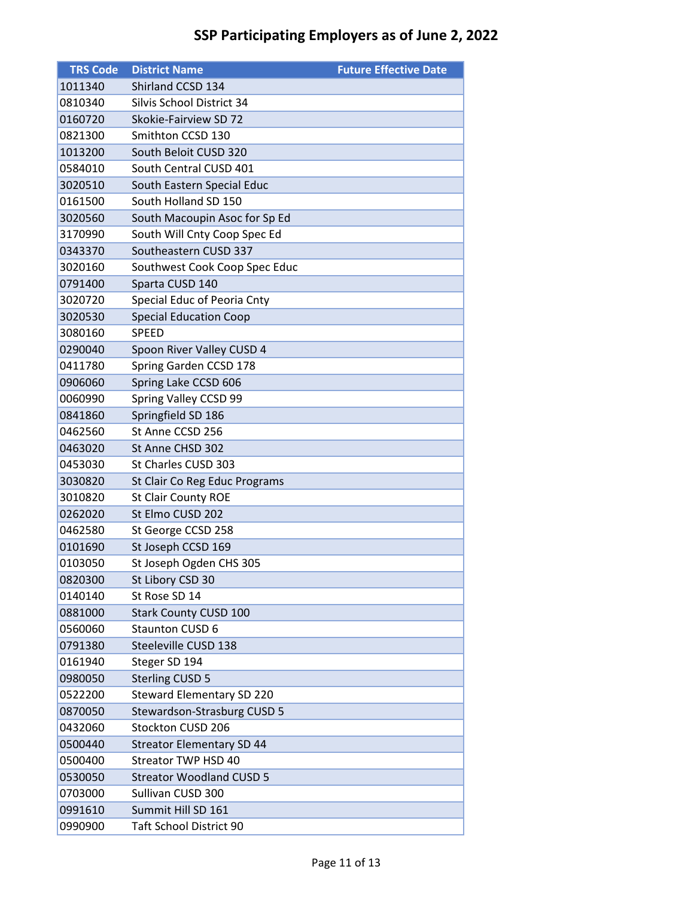# SSP Participating Employers as of June 2, 2022

| TRS Code | District Name | Future Effective Date |
|---|---|---|
| 1011340 | Shirland CCSD 134 | |
| 0810340 | Silvis School District 34 | |
| 0160720 | Skokie-Fairview SD 72 | |
| 0821300 | Smithton CCSD 130 | |
| 1013200 | South Beloit CUSD 320 | |
| 0584010 | South Central CUSD 401 | |
| 3020510 | South Eastern Special Educ | |
| 0161500 | South Holland SD 150 | |
| 3020560 | South Macoupin Asoc for Sp Ed | |
| 3170990 | South Will Cnty Coop Spec Ed | |
| 0343370 | Southeastern CUSD 337 | |
| 3020160 | Southwest Cook Coop Spec Educ | |
| 0791400 | Sparta CUSD 140 | |
| 3020720 | Special Educ of Peoria Cnty | |
| 3020530 | Special Education Coop | |
| 3080160 | SPEED | |
| 0290040 | Spoon River Valley CUSD 4 | |
| 0411780 | Spring Garden CCSD 178 | |
| 0906060 | Spring Lake CCSD 606 | |
| 0060990 | Spring Valley CCSD 99 | |
| 0841860 | Springfield SD 186 | |
| 0462560 | St Anne CCSD 256 | |
| 0463020 | St Anne CHSD 302 | |
| 0453030 | St Charles CUSD 303 | |
| 3030820 | St Clair Co Reg Educ Programs | |
| 3010820 | St Clair County ROE | |
| 0262020 | St Elmo CUSD 202 | |
| 0462580 | St George CCSD 258 | |
| 0101690 | St Joseph CCSD 169 | |
| 0103050 | St Joseph Ogden CHS 305 | |
| 0820300 | St Libory CSD 30 | |
| 0140140 | St Rose SD 14 | |
| 0881000 | Stark County CUSD 100 | |
| 0560060 | Staunton CUSD 6 | |
| 0791380 | Steeleville CUSD 138 | |
| 0161940 | Steger SD 194 | |
| 0980050 | Sterling CUSD 5 | |
| 0522200 | Steward Elementary SD 220 | |
| 0870050 | Stewardson-Strasburg CUSD 5 | |
| 0432060 | Stockton CUSD 206 | |
| 0500440 | Streator Elementary SD 44 | |
| 0500400 | Streator TWP HSD 40 | |
| 0530050 | Streator Woodland CUSD 5 | |
| 0703000 | Sullivan CUSD 300 | |
| 0991610 | Summit Hill SD 161 | |
| 0990900 | Taft School District 90 | |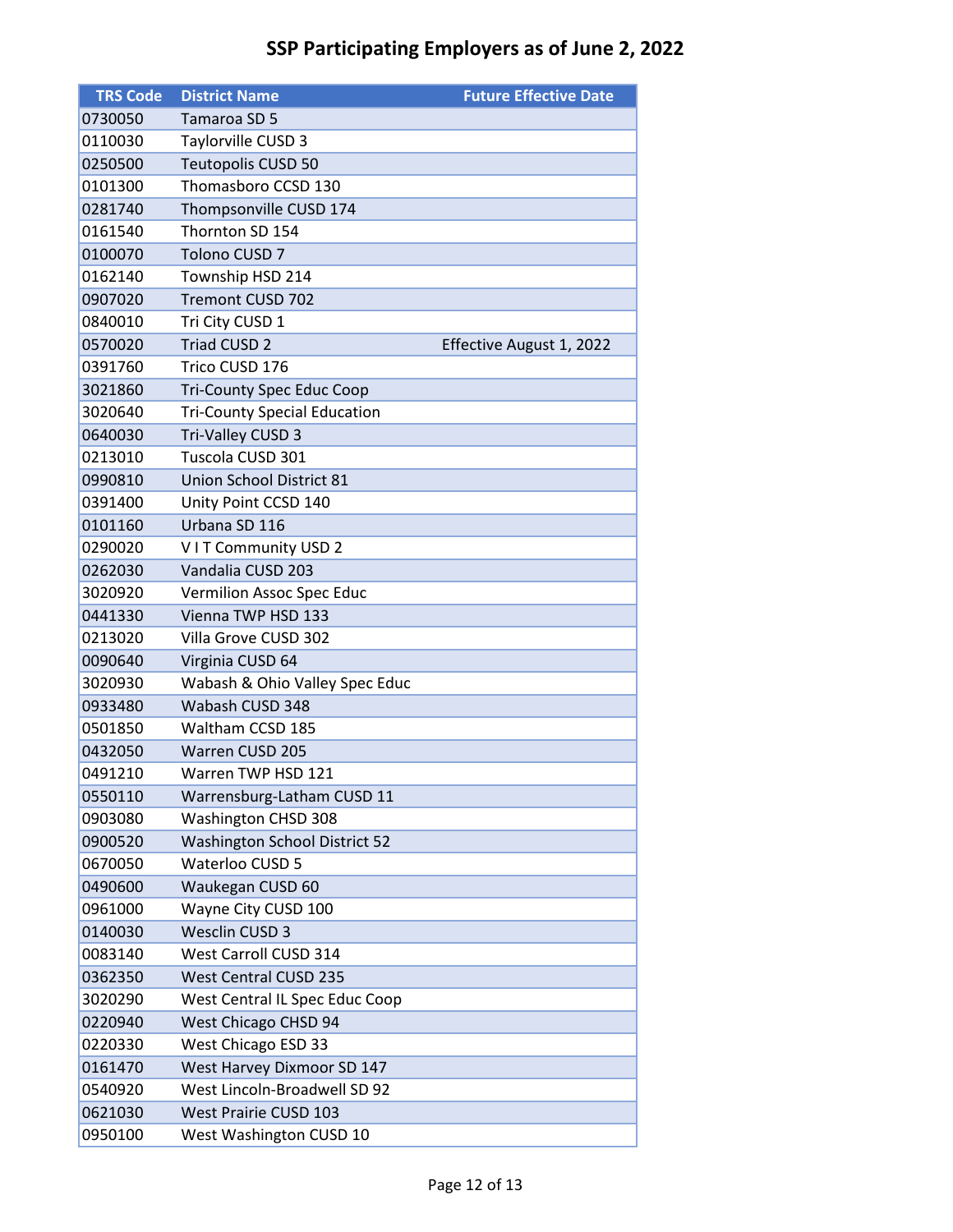# SSP Participating Employers as of June 2, 2022

| TRS Code | District Name | Future Effective Date |
|---|---|---|
| 0730050 | Tamaroa SD 5 | |
| 0110030 | Taylorville CUSD 3 | |
| 0250500 | Teutopolis CUSD 50 | |
| 0101300 | Thomasboro CCSD 130 | |
| 0281740 | Thompsonville CUSD 174 | |
| 0161540 | Thornton SD 154 | |
| 0100070 | Tolono CUSD 7 | |
| 0162140 | Township HSD 214 | |
| 0907020 | Tremont CUSD 702 | |
| 0840010 | Tri City CUSD 1 | |
| 0570020 | Triad CUSD 2 | Effective August 1, 2022 |
| 0391760 | Trico CUSD 176 | |
| 3021860 | Tri-County Spec Educ Coop | |
| 3020640 | Tri-County Special Education | |
| 0640030 | Tri-Valley CUSD 3 | |
| 0213010 | Tuscola CUSD 301 | |
| 0990810 | Union School District 81 | |
| 0391400 | Unity Point CCSD 140 | |
| 0101160 | Urbana SD 116 | |
| 0290020 | V I T Community USD 2 | |
| 0262030 | Vandalia CUSD 203 | |
| 3020920 | Vermilion Assoc Spec Educ | |
| 0441330 | Vienna TWP HSD 133 | |
| 0213020 | Villa Grove CUSD 302 | |
| 0090640 | Virginia CUSD 64 | |
| 3020930 | Wabash & Ohio Valley Spec Educ | |
| 0933480 | Wabash CUSD 348 | |
| 0501850 | Waltham CCSD 185 | |
| 0432050 | Warren CUSD 205 | |
| 0491210 | Warren TWP HSD 121 | |
| 0550110 | Warrensburg-Latham CUSD 11 | |
| 0903080 | Washington CHSD 308 | |
| 0900520 | Washington School District 52 | |
| 0670050 | Waterloo CUSD 5 | |
| 0490600 | Waukegan CUSD 60 | |
| 0961000 | Wayne City CUSD 100 | |
| 0140030 | Wesclin CUSD 3 | |
| 0083140 | West Carroll CUSD 314 | |
| 0362350 | West Central CUSD 235 | |
| 3020290 | West Central IL Spec Educ Coop | |
| 0220940 | West Chicago CHSD 94 | |
| 0220330 | West Chicago ESD 33 | |
| 0161470 | West Harvey Dixmoor SD 147 | |
| 0540920 | West Lincoln-Broadwell SD 92 | |
| 0621030 | West Prairie CUSD 103 | |
| 0950100 | West Washington CUSD 10 | |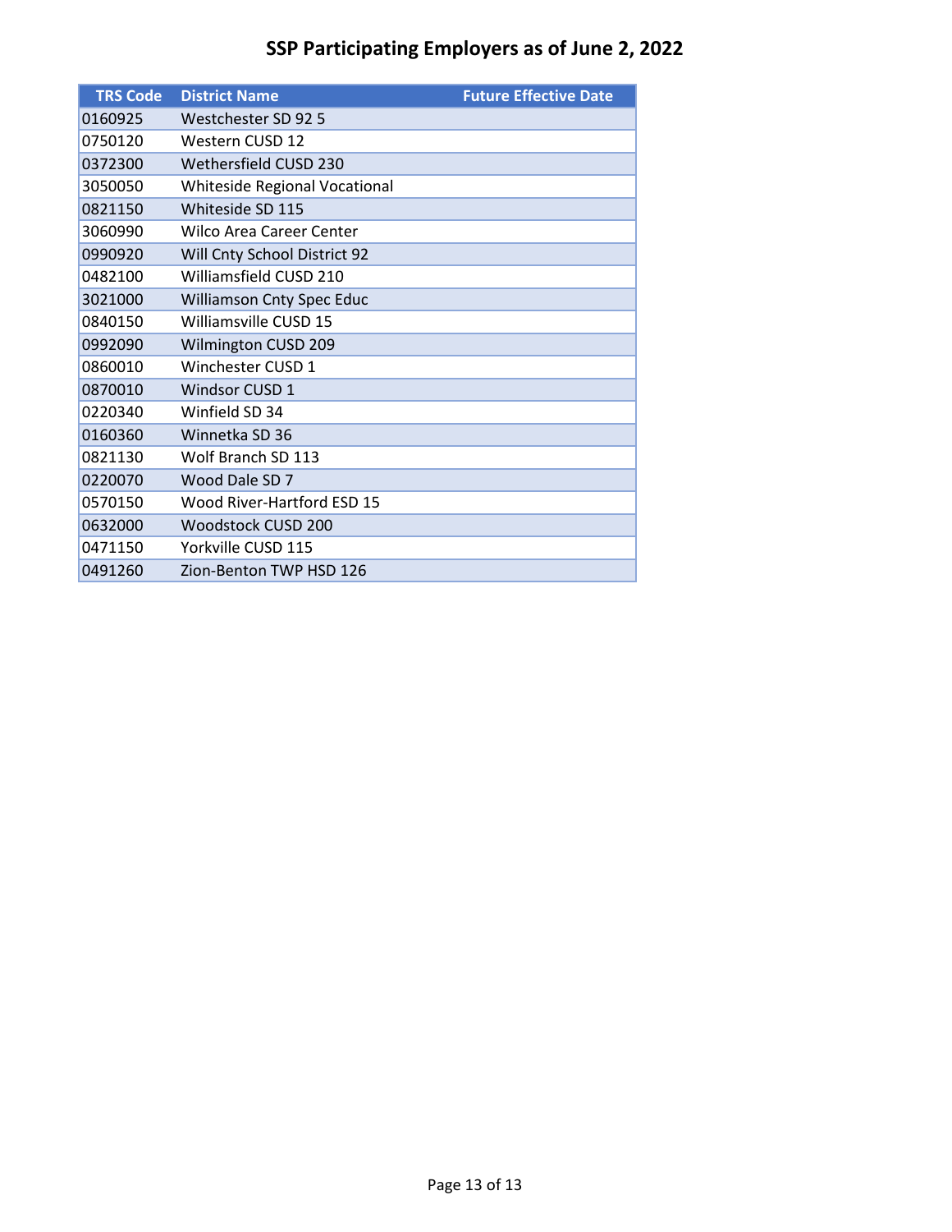# SSP Participating Employers as of June 2, 2022

| TRS Code | District Name | Future Effective Date |
|---|---|---|
| 0160925 | Westchester SD 92 5 | |
| 0750120 | Western CUSD 12 | |
| 0372300 | Wethersfield CUSD 230 | |
| 3050050 | Whiteside Regional Vocational | |
| 0821150 | Whiteside SD 115 | |
| 3060990 | Wilco Area Career Center | |
| 0990920 | Will Cnty School District 92 | |
| 0482100 | Williamsfield CUSD 210 | |
| 3021000 | Williamson Cnty Spec Educ | |
| 0840150 | Williamsville CUSD 15 | |
| 0992090 | Wilmington CUSD 209 | |
| 0860010 | Winchester CUSD 1 | |
| 0870010 | Windsor CUSD 1 | |
| 0220340 | Winfield SD 34 | |
| 0160360 | Winnetka SD 36 | |
| 0821130 | Wolf Branch SD 113 | |
| 0220070 | Wood Dale SD 7 | |
| 0570150 | Wood River-Hartford ESD 15 | |
| 0632000 | Woodstock CUSD 200 | |
| 0471150 | Yorkville CUSD 115 | |
| 0491260 | Zion-Benton TWP HSD 126 | |